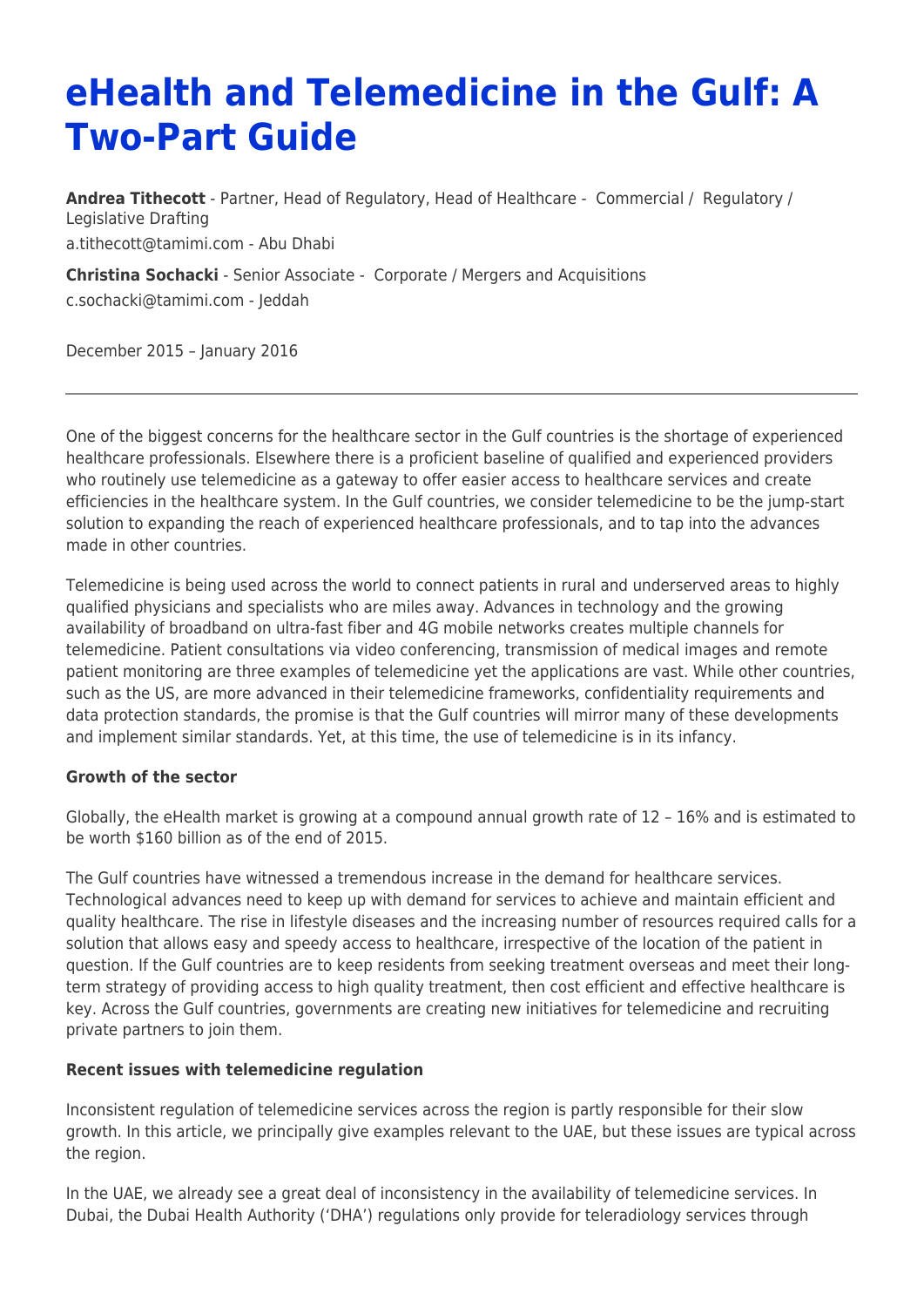# eHealth and Telemedicine in the Gulf: A Two-Part Guide

**Andrea Tithecott** - Partner, Head of Regulatory, Head of Healthcare - Commercial / Regulatory / Legislative Drafting

a.tithecott@tamimi.com - Abu Dhabi

**Christina Sochacki** - Senior Associate - Corporate / Mergers and Acquisitions

c.sochacki@tamimi.com - Jeddah

December 2015 – January 2016

---

One of the biggest concerns for the healthcare sector in the Gulf countries is the shortage of experienced healthcare professionals. Elsewhere there is a proficient baseline of qualified and experienced providers who routinely use telemedicine as a gateway to offer easier access to healthcare services and create efficiencies in the healthcare system. In the Gulf countries, we consider telemedicine to be the jump-start solution to expanding the reach of experienced healthcare professionals, and to tap into the advances made in other countries.

Telemedicine is being used across the world to connect patients in rural and underserved areas to highly qualified physicians and specialists who are miles away. Advances in technology and the growing availability of broadband on ultra-fast fiber and 4G mobile networks creates multiple channels for telemedicine. Patient consultations via video conferencing, transmission of medical images and remote patient monitoring are three examples of telemedicine yet the applications are vast. While other countries, such as the US, are more advanced in their telemedicine frameworks, confidentiality requirements and data protection standards, the promise is that the Gulf countries will mirror many of these developments and implement similar standards. Yet, at this time, the use of telemedicine is in its infancy.

**Growth of the sector**

Globally, the eHealth market is growing at a compound annual growth rate of 12 – 16% and is estimated to be worth $160 billion as of the end of 2015.

The Gulf countries have witnessed a tremendous increase in the demand for healthcare services. Technological advances need to keep up with demand for services to achieve and maintain efficient and quality healthcare. The rise in lifestyle diseases and the increasing number of resources required calls for a solution that allows easy and speedy access to healthcare, irrespective of the location of the patient in question. If the Gulf countries are to keep residents from seeking treatment overseas and meet their long-term strategy of providing access to high quality treatment, then cost efficient and effective healthcare is key. Across the Gulf countries, governments are creating new initiatives for telemedicine and recruiting private partners to join them.

**Recent issues with telemedicine regulation**

Inconsistent regulation of telemedicine services across the region is partly responsible for their slow growth. In this article, we principally give examples relevant to the UAE, but these issues are typical across the region.

In the UAE, we already see a great deal of inconsistency in the availability of telemedicine services. In Dubai, the Dubai Health Authority ('DHA') regulations only provide for teleradiology services through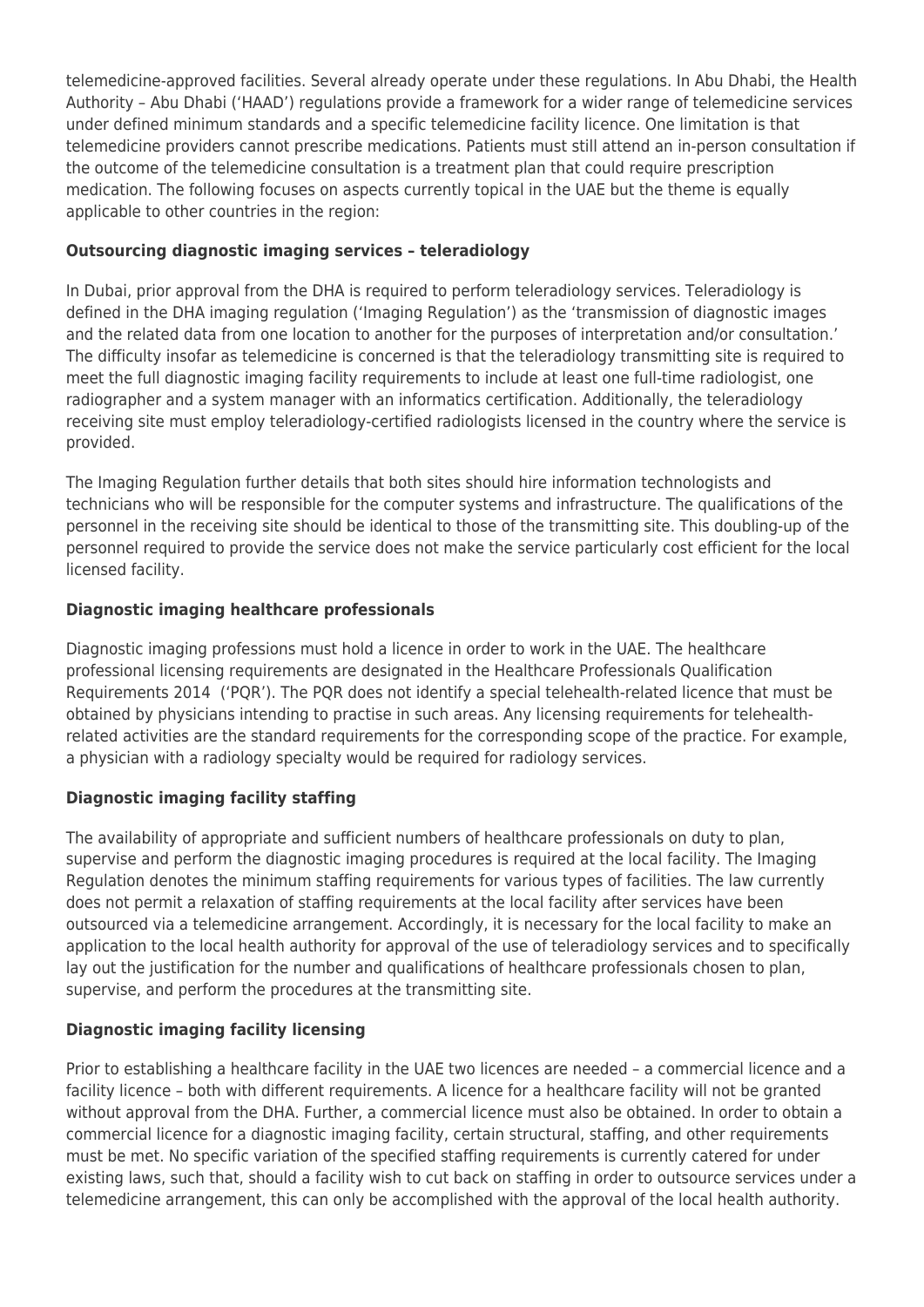telemedicine-approved facilities. Several already operate under these regulations. In Abu Dhabi, the Health Authority – Abu Dhabi ('HAAD') regulations provide a framework for a wider range of telemedicine services under defined minimum standards and a specific telemedicine facility licence. One limitation is that telemedicine providers cannot prescribe medications. Patients must still attend an in-person consultation if the outcome of the telemedicine consultation is a treatment plan that could require prescription medication. The following focuses on aspects currently topical in the UAE but the theme is equally applicable to other countries in the region:

**Outsourcing diagnostic imaging services – teleradiology**

In Dubai, prior approval from the DHA is required to perform teleradiology services. Teleradiology is defined in the DHA imaging regulation ('Imaging Regulation') as the 'transmission of diagnostic images and the related data from one location to another for the purposes of interpretation and/or consultation.' The difficulty insofar as telemedicine is concerned is that the teleradiology transmitting site is required to meet the full diagnostic imaging facility requirements to include at least one full-time radiologist, one radiographer and a system manager with an informatics certification. Additionally, the teleradiology receiving site must employ teleradiology-certified radiologists licensed in the country where the service is provided.

The Imaging Regulation further details that both sites should hire information technologists and technicians who will be responsible for the computer systems and infrastructure. The qualifications of the personnel in the receiving site should be identical to those of the transmitting site. This doubling-up of the personnel required to provide the service does not make the service particularly cost efficient for the local licensed facility.

**Diagnostic imaging healthcare professionals**

Diagnostic imaging professions must hold a licence in order to work in the UAE. The healthcare professional licensing requirements are designated in the Healthcare Professionals Qualification Requirements 2014 ('PQR'). The PQR does not identify a special telehealth-related licence that must be obtained by physicians intending to practise in such areas. Any licensing requirements for telehealth-related activities are the standard requirements for the corresponding scope of the practice. For example, a physician with a radiology specialty would be required for radiology services.

**Diagnostic imaging facility staffing**

The availability of appropriate and sufficient numbers of healthcare professionals on duty to plan, supervise and perform the diagnostic imaging procedures is required at the local facility. The Imaging Regulation denotes the minimum staffing requirements for various types of facilities. The law currently does not permit a relaxation of staffing requirements at the local facility after services have been outsourced via a telemedicine arrangement. Accordingly, it is necessary for the local facility to make an application to the local health authority for approval of the use of teleradiology services and to specifically lay out the justification for the number and qualifications of healthcare professionals chosen to plan, supervise, and perform the procedures at the transmitting site.

**Diagnostic imaging facility licensing**

Prior to establishing a healthcare facility in the UAE two licences are needed – a commercial licence and a facility licence – both with different requirements. A licence for a healthcare facility will not be granted without approval from the DHA. Further, a commercial licence must also be obtained. In order to obtain a commercial licence for a diagnostic imaging facility, certain structural, staffing, and other requirements must be met. No specific variation of the specified staffing requirements is currently catered for under existing laws, such that, should a facility wish to cut back on staffing in order to outsource services under a telemedicine arrangement, this can only be accomplished with the approval of the local health authority.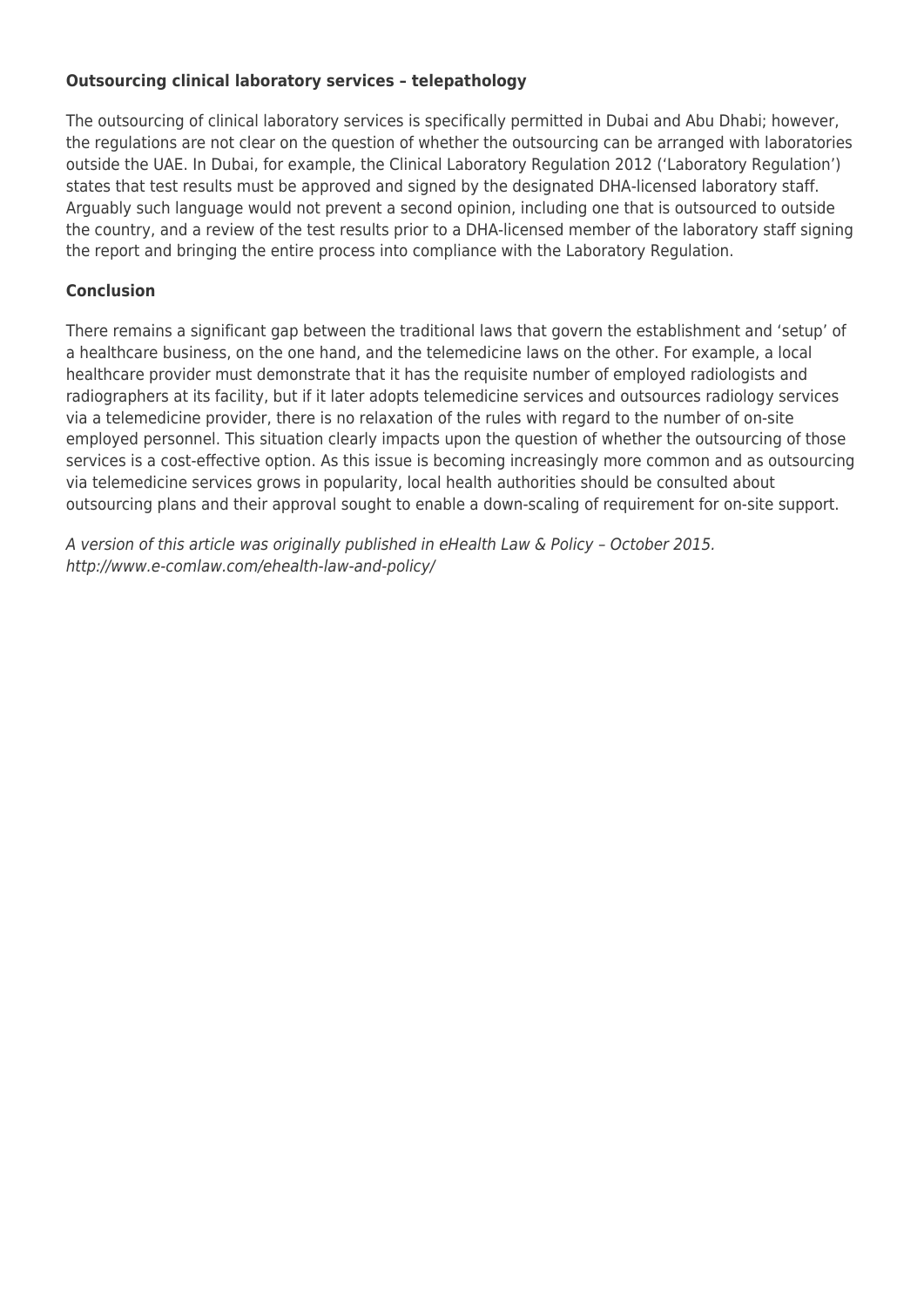**Outsourcing clinical laboratory services – telepathology**

The outsourcing of clinical laboratory services is specifically permitted in Dubai and Abu Dhabi; however, the regulations are not clear on the question of whether the outsourcing can be arranged with laboratories outside the UAE. In Dubai, for example, the Clinical Laboratory Regulation 2012 ('Laboratory Regulation') states that test results must be approved and signed by the designated DHA-licensed laboratory staff. Arguably such language would not prevent a second opinion, including one that is outsourced to outside the country, and a review of the test results prior to a DHA-licensed member of the laboratory staff signing the report and bringing the entire process into compliance with the Laboratory Regulation.

**Conclusion**

There remains a significant gap between the traditional laws that govern the establishment and 'setup' of a healthcare business, on the one hand, and the telemedicine laws on the other. For example, a local healthcare provider must demonstrate that it has the requisite number of employed radiologists and radiographers at its facility, but if it later adopts telemedicine services and outsources radiology services via a telemedicine provider, there is no relaxation of the rules with regard to the number of on-site employed personnel. This situation clearly impacts upon the question of whether the outsourcing of those services is a cost-effective option. As this issue is becoming increasingly more common and as outsourcing via telemedicine services grows in popularity, local health authorities should be consulted about outsourcing plans and their approval sought to enable a down-scaling of requirement for on-site support.

*A version of this article was originally published in eHealth Law & Policy – October 2015. http://www.e-comlaw.com/ehealth-law-and-policy/*